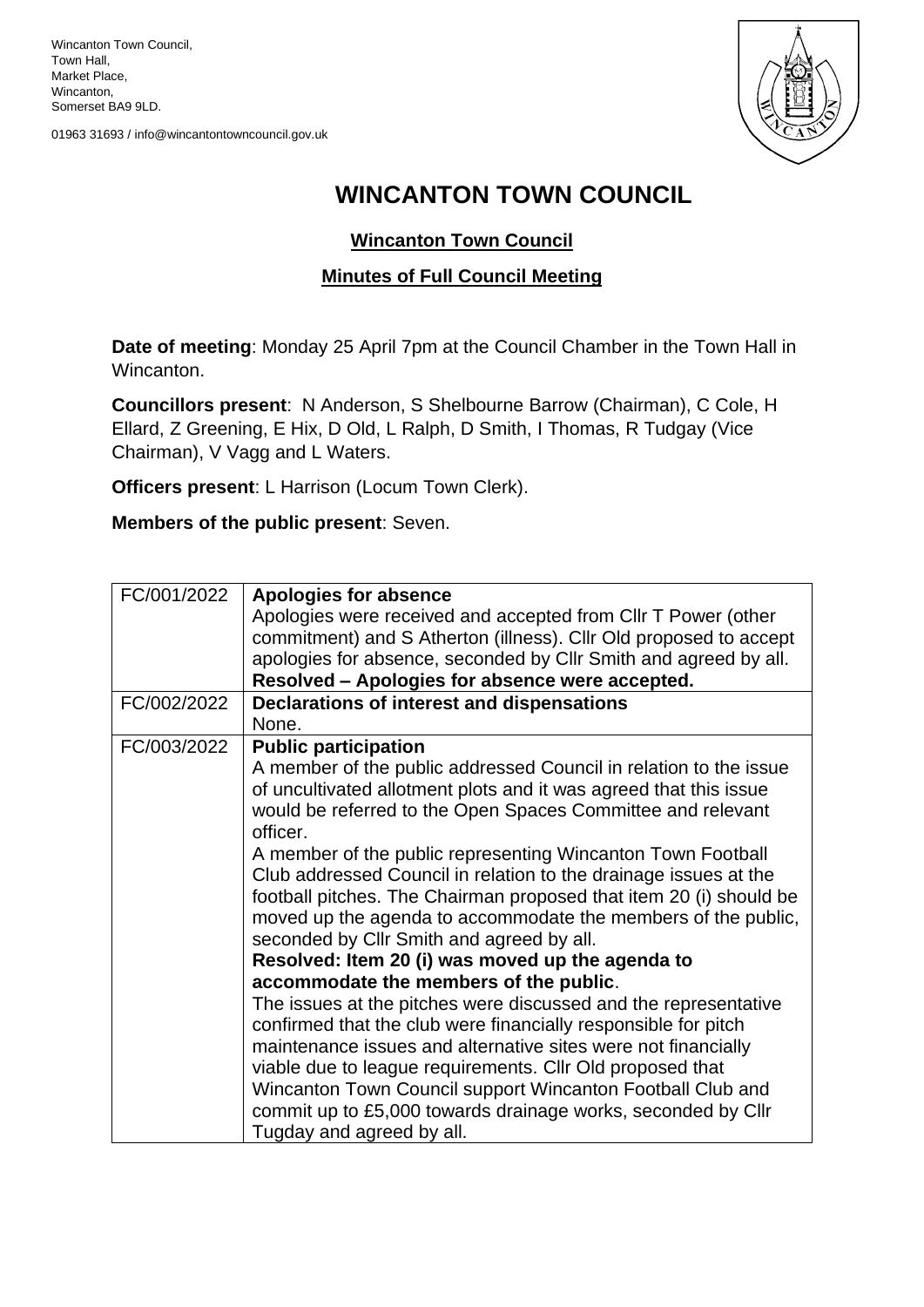Wincanton Town Council,
Town Hall,
Market Place,
Wincanton,
Somerset BA9 9LD.

01963 31693 / info@wincantontowncouncil.gov.uk

# WINCANTON TOWN COUNCIL

## Wincanton Town Council

## Minutes of Full Council Meeting

**Date of meeting**: Monday 25 April 7pm at the Council Chamber in the Town Hall in Wincanton.

**Councillors present**: N Anderson, S Shelbourne Barrow (Chairman), C Cole, H Ellard, Z Greening, E Hix, D Old, L Ralph, D Smith, I Thomas, R Tudgay (Vice Chairman), V Vagg and L Waters.

**Officers present**: L Harrison (Locum Town Clerk).

**Members of the public present**: Seven.

| | |
|---|---|
| FC/001/2022 | **Apologies for absence**<br>Apologies were received and accepted from Cllr T Power (other commitment) and S Atherton (illness). Cllr Old proposed to accept apologies for absence, seconded by Cllr Smith and agreed by all.<br>**Resolved – Apologies for absence were accepted.** |
| FC/002/2022 | **Declarations of interest and dispensations**<br>None. |
| FC/003/2022 | **Public participation**<br>A member of the public addressed Council in relation to the issue of uncultivated allotment plots and it was agreed that this issue would be referred to the Open Spaces Committee and relevant officer.<br>A member of the public representing Wincanton Town Football Club addressed Council in relation to the drainage issues at the football pitches. The Chairman proposed that item 20 (i) should be moved up the agenda to accommodate the members of the public, seconded by Cllr Smith and agreed by all.<br>**Resolved: Item 20 (i) was moved up the agenda to accommodate the members of the public**.<br>The issues at the pitches were discussed and the representative confirmed that the club were financially responsible for pitch maintenance issues and alternative sites were not financially viable due to league requirements. Cllr Old proposed that Wincanton Town Council support Wincanton Football Club and commit up to £5,000 towards drainage works, seconded by Cllr Tugday and agreed by all. |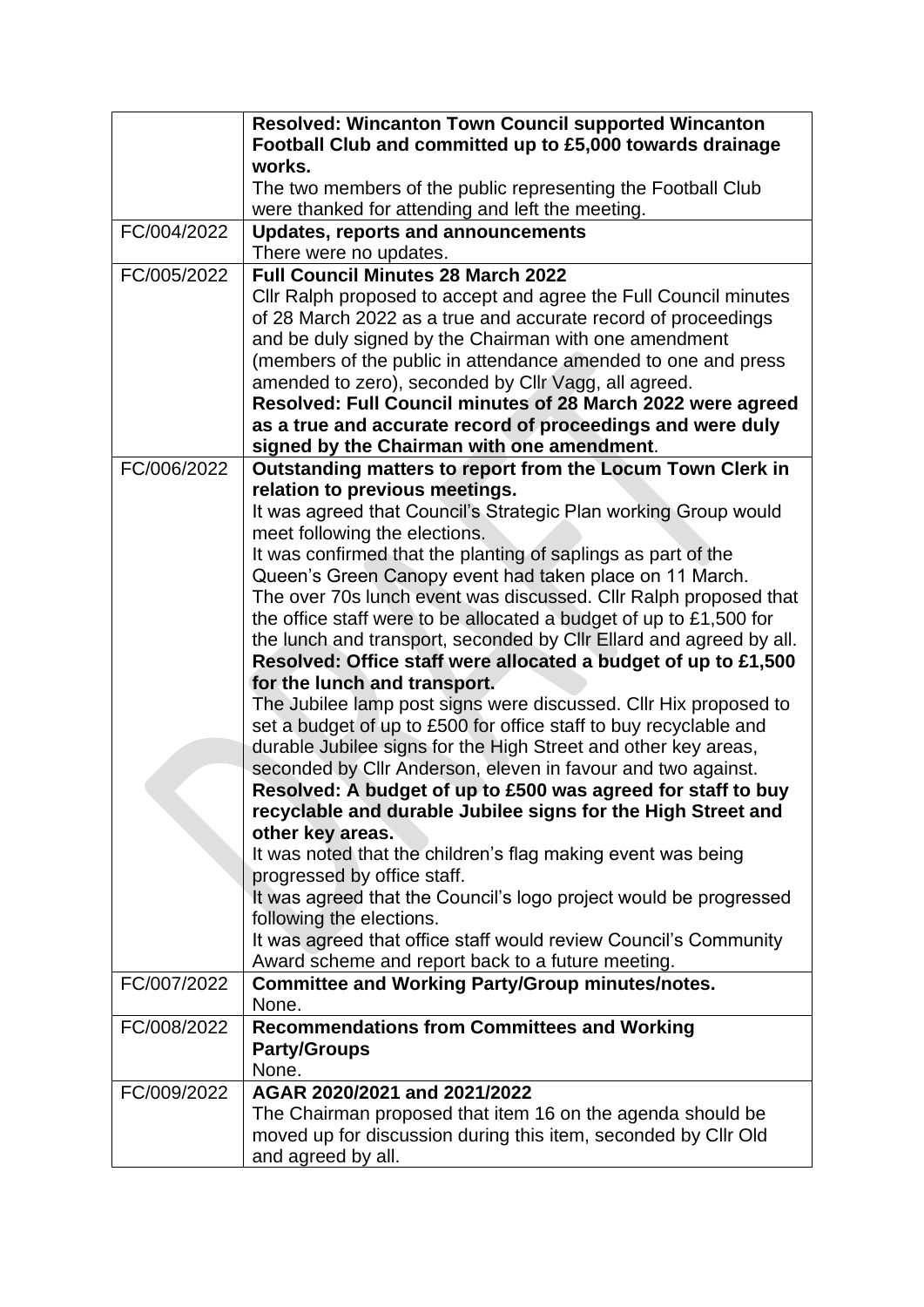| | |
|---|---|
| | **Resolved: Wincanton Town Council supported Wincanton Football Club and committed up to £5,000 towards drainage works.**<br>The two members of the public representing the Football Club were thanked for attending and left the meeting. |
| FC/004/2022 | **Updates, reports and announcements**<br>There were no updates. |
| FC/005/2022 | **Full Council Minutes 28 March 2022**<br>Cllr Ralph proposed to accept and agree the Full Council minutes of 28 March 2022 as a true and accurate record of proceedings and be duly signed by the Chairman with one amendment (members of the public in attendance amended to one and press amended to zero), seconded by Cllr Vagg, all agreed.<br>**Resolved: Full Council minutes of 28 March 2022 were agreed as a true and accurate record of proceedings and were duly signed by the Chairman with one amendment**. |
| FC/006/2022 | **Outstanding matters to report from the Locum Town Clerk in relation to previous meetings.**<br>It was agreed that Council's Strategic Plan working Group would meet following the elections.<br>It was confirmed that the planting of saplings as part of the Queen's Green Canopy event had taken place on 11 March.<br>The over 70s lunch event was discussed. Cllr Ralph proposed that the office staff were to be allocated a budget of up to £1,500 for the lunch and transport, seconded by Cllr Ellard and agreed by all.<br>**Resolved: Office staff were allocated a budget of up to £1,500 for the lunch and transport.**<br>The Jubilee lamp post signs were discussed. Cllr Hix proposed to set a budget of up to £500 for office staff to buy recyclable and durable Jubilee signs for the High Street and other key areas, seconded by Cllr Anderson, eleven in favour and two against.<br>**Resolved: A budget of up to £500 was agreed for staff to buy recyclable and durable Jubilee signs for the High Street and other key areas.**<br>It was noted that the children's flag making event was being progressed by office staff.<br>It was agreed that the Council's logo project would be progressed following the elections.<br>It was agreed that office staff would review Council's Community Award scheme and report back to a future meeting. |
| FC/007/2022 | **Committee and Working Party/Group minutes/notes.**<br>None. |
| FC/008/2022 | **Recommendations from Committees and Working Party/Groups**<br>None. |
| FC/009/2022 | **AGAR 2020/2021 and 2021/2022**<br>The Chairman proposed that item 16 on the agenda should be moved up for discussion during this item, seconded by Cllr Old and agreed by all. |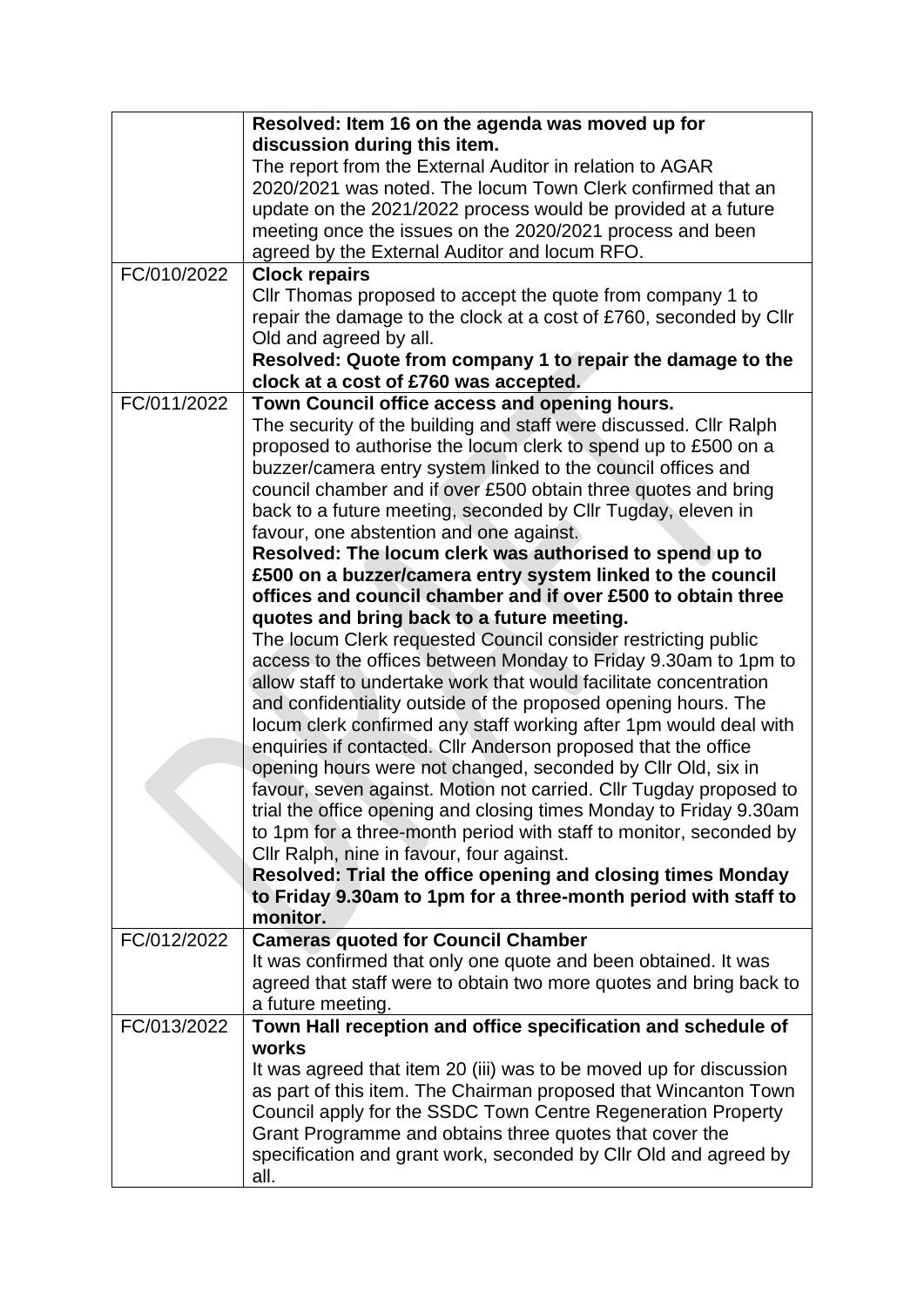| | |
|---|---|
| | **Resolved: Item 16 on the agenda was moved up for discussion during this item.**<br>The report from the External Auditor in relation to AGAR 2020/2021 was noted. The locum Town Clerk confirmed that an update on the 2021/2022 process would be provided at a future meeting once the issues on the 2020/2021 process and been agreed by the External Auditor and locum RFO. |
| FC/010/2022 | **Clock repairs**<br>Cllr Thomas proposed to accept the quote from company 1 to repair the damage to the clock at a cost of £760, seconded by Cllr Old and agreed by all.<br>**Resolved: Quote from company 1 to repair the damage to the clock at a cost of £760 was accepted.** |
| FC/011/2022 | **Town Council office access and opening hours.**<br>The security of the building and staff were discussed. Cllr Ralph proposed to authorise the locum clerk to spend up to £500 on a buzzer/camera entry system linked to the council offices and council chamber and if over £500 obtain three quotes and bring back to a future meeting, seconded by Cllr Tugday, eleven in favour, one abstention and one against.<br>**Resolved: The locum clerk was authorised to spend up to £500 on a buzzer/camera entry system linked to the council offices and council chamber and if over £500 to obtain three quotes and bring back to a future meeting.**<br>The locum Clerk requested Council consider restricting public access to the offices between Monday to Friday 9.30am to 1pm to allow staff to undertake work that would facilitate concentration and confidentiality outside of the proposed opening hours. The locum clerk confirmed any staff working after 1pm would deal with enquiries if contacted. Cllr Anderson proposed that the office opening hours were not changed, seconded by Cllr Old, six in favour, seven against. Motion not carried. Cllr Tugday proposed to trial the office opening and closing times Monday to Friday 9.30am to 1pm for a three-month period with staff to monitor, seconded by Cllr Ralph, nine in favour, four against.<br>**Resolved: Trial the office opening and closing times Monday to Friday 9.30am to 1pm for a three-month period with staff to monitor.** |
| FC/012/2022 | **Cameras quoted for Council Chamber**<br>It was confirmed that only one quote and been obtained. It was agreed that staff were to obtain two more quotes and bring back to a future meeting. |
| FC/013/2022 | **Town Hall reception and office specification and schedule of works**<br>It was agreed that item 20 (iii) was to be moved up for discussion as part of this item. The Chairman proposed that Wincanton Town Council apply for the SSDC Town Centre Regeneration Property Grant Programme and obtains three quotes that cover the specification and grant work, seconded by Cllr Old and agreed by all. |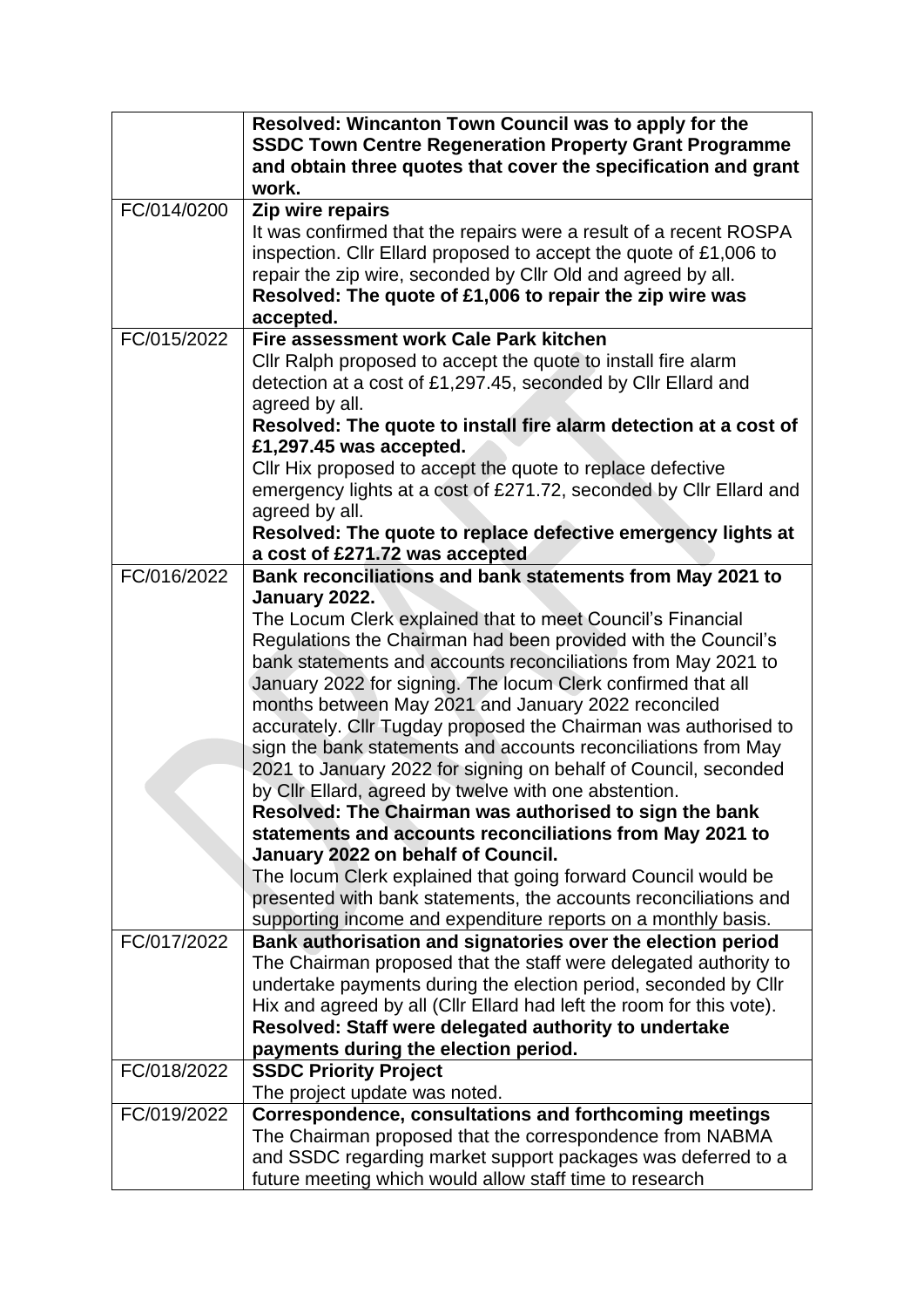| | |
|---|---|
| | **Resolved: Wincanton Town Council was to apply for the SSDC Town Centre Regeneration Property Grant Programme and obtain three quotes that cover the specification and grant work.** |
| FC/014/0200 | **Zip wire repairs**<br>It was confirmed that the repairs were a result of a recent ROSPA inspection. Cllr Ellard proposed to accept the quote of £1,006 to repair the zip wire, seconded by Cllr Old and agreed by all.<br>**Resolved: The quote of £1,006 to repair the zip wire was accepted.** |
| FC/015/2022 | **Fire assessment work Cale Park kitchen**<br>Cllr Ralph proposed to accept the quote to install fire alarm detection at a cost of £1,297.45, seconded by Cllr Ellard and agreed by all.<br>**Resolved: The quote to install fire alarm detection at a cost of £1,297.45 was accepted.**<br>Cllr Hix proposed to accept the quote to replace defective emergency lights at a cost of £271.72, seconded by Cllr Ellard and agreed by all.<br>**Resolved: The quote to replace defective emergency lights at a cost of £271.72 was accepted** |
| FC/016/2022 | **Bank reconciliations and bank statements from May 2021 to January 2022.**<br>The Locum Clerk explained that to meet Council's Financial Regulations the Chairman had been provided with the Council's bank statements and accounts reconciliations from May 2021 to January 2022 for signing. The locum Clerk confirmed that all months between May 2021 and January 2022 reconciled accurately. Cllr Tugday proposed the Chairman was authorised to sign the bank statements and accounts reconciliations from May 2021 to January 2022 for signing on behalf of Council, seconded by Cllr Ellard, agreed by twelve with one abstention.<br>**Resolved: The Chairman was authorised to sign the bank statements and accounts reconciliations from May 2021 to January 2022 on behalf of Council.**<br>The locum Clerk explained that going forward Council would be presented with bank statements, the accounts reconciliations and supporting income and expenditure reports on a monthly basis. |
| FC/017/2022 | **Bank authorisation and signatories over the election period**<br>The Chairman proposed that the staff were delegated authority to undertake payments during the election period, seconded by Cllr Hix and agreed by all (Cllr Ellard had left the room for this vote).<br>**Resolved: Staff were delegated authority to undertake payments during the election period.** |
| FC/018/2022 | **SSDC Priority Project**<br>The project update was noted. |
| FC/019/2022 | **Correspondence, consultations and forthcoming meetings**<br>The Chairman proposed that the correspondence from NABMA and SSDC regarding market support packages was deferred to a future meeting which would allow staff time to research |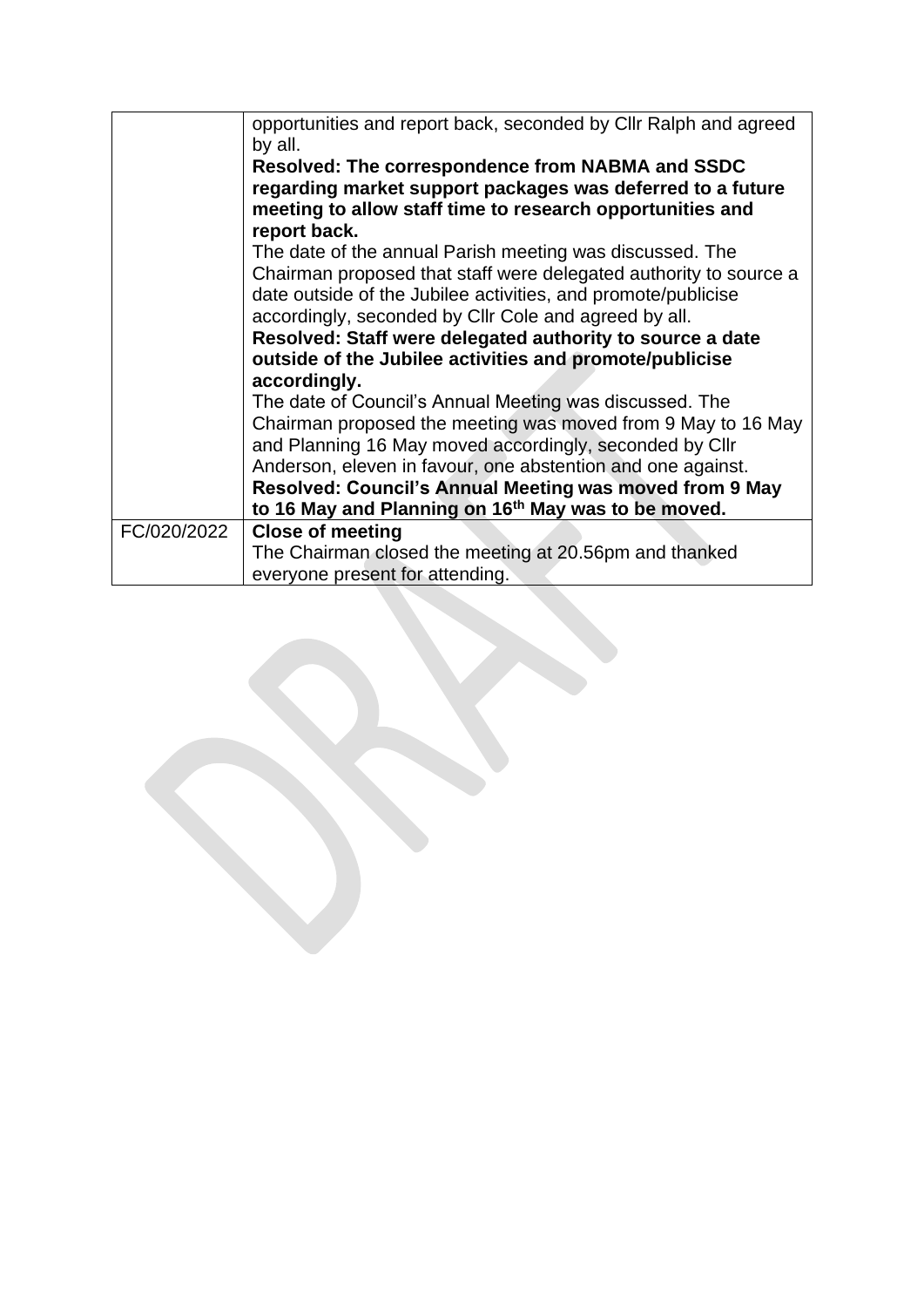| | |
|---|---|
| | opportunities and report back, seconded by Cllr Ralph and agreed by all.<br>**Resolved: The correspondence from NABMA and SSDC regarding market support packages was deferred to a future meeting to allow staff time to research opportunities and report back.**<br>The date of the annual Parish meeting was discussed. The Chairman proposed that staff were delegated authority to source a date outside of the Jubilee activities, and promote/publicise accordingly, seconded by Cllr Cole and agreed by all.<br>**Resolved: Staff were delegated authority to source a date outside of the Jubilee activities and promote/publicise accordingly.**<br>The date of Council's Annual Meeting was discussed. The Chairman proposed the meeting was moved from 9 May to 16 May and Planning 16 May moved accordingly, seconded by Cllr Anderson, eleven in favour, one abstention and one against.<br>**Resolved: Council's Annual Meeting was moved from 9 May to 16 May and Planning on 16th May was to be moved.** |
| FC/020/2022 | **Close of meeting**<br>The Chairman closed the meeting at 20.56pm and thanked everyone present for attending. |